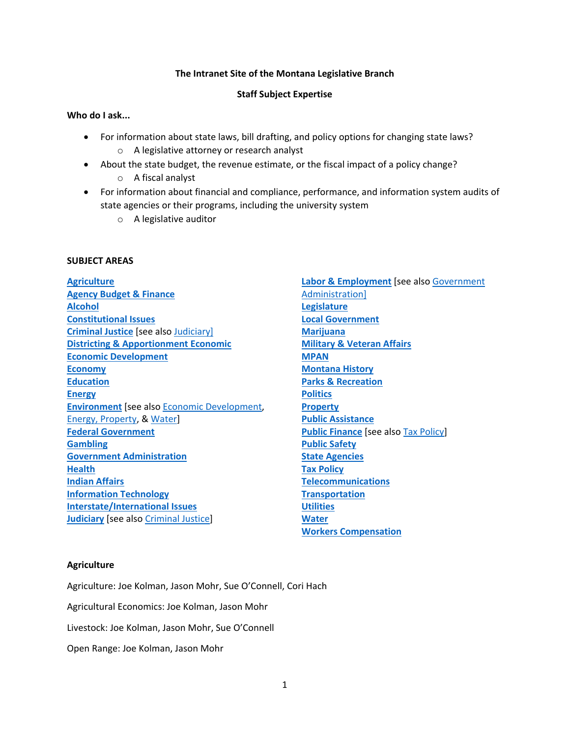**The Intranet Site of the Montana Legislative Branch**

**Staff Subject Expertise**

**Who do I ask...**

- For information about state laws, bill drafting, and policy options for changing state laws?
  - A legislative attorney or research analyst
- About the state budget, the revenue estimate, or the fiscal impact of a policy change?
  - A fiscal analyst
- For information about financial and compliance, performance, and information system audits of state agencies or their programs, including the university system
  - A legislative auditor

**SUBJECT AREAS**

**Agriculture**
**Agency Budget & Finance**
**Alcohol**
**Constitutional Issues**
**Criminal Justice** [see also Judiciary]
**Districting & Apportionment Economic**
**Economic Development**
**Economy**
**Education**
**Energy**
**Environment** [see also Economic Development, Energy, Property, & Water]
**Federal Government**
**Gambling**
**Government Administration**
**Health**
**Indian Affairs**
**Information Technology**
**Interstate/International Issues**
**Judiciary** [see also Criminal Justice]
**Labor & Employment** [see also Government Administration]
**Legislature**
**Local Government**
**Marijuana**
**Military & Veteran Affairs**
**MPAN**
**Montana History**
**Parks & Recreation**
**Politics**
**Property**
**Public Assistance**
**Public Finance** [see also Tax Policy]
**Public Safety**
**State Agencies**
**Tax Policy**
**Telecommunications**
**Transportation**
**Utilities**
**Water**
**Workers Compensation**

**Agriculture**

Agriculture: Joe Kolman, Jason Mohr, Sue O'Connell, Cori Hach

Agricultural Economics: Joe Kolman, Jason Mohr

Livestock: Joe Kolman, Jason Mohr, Sue O'Connell

Open Range: Joe Kolman, Jason Mohr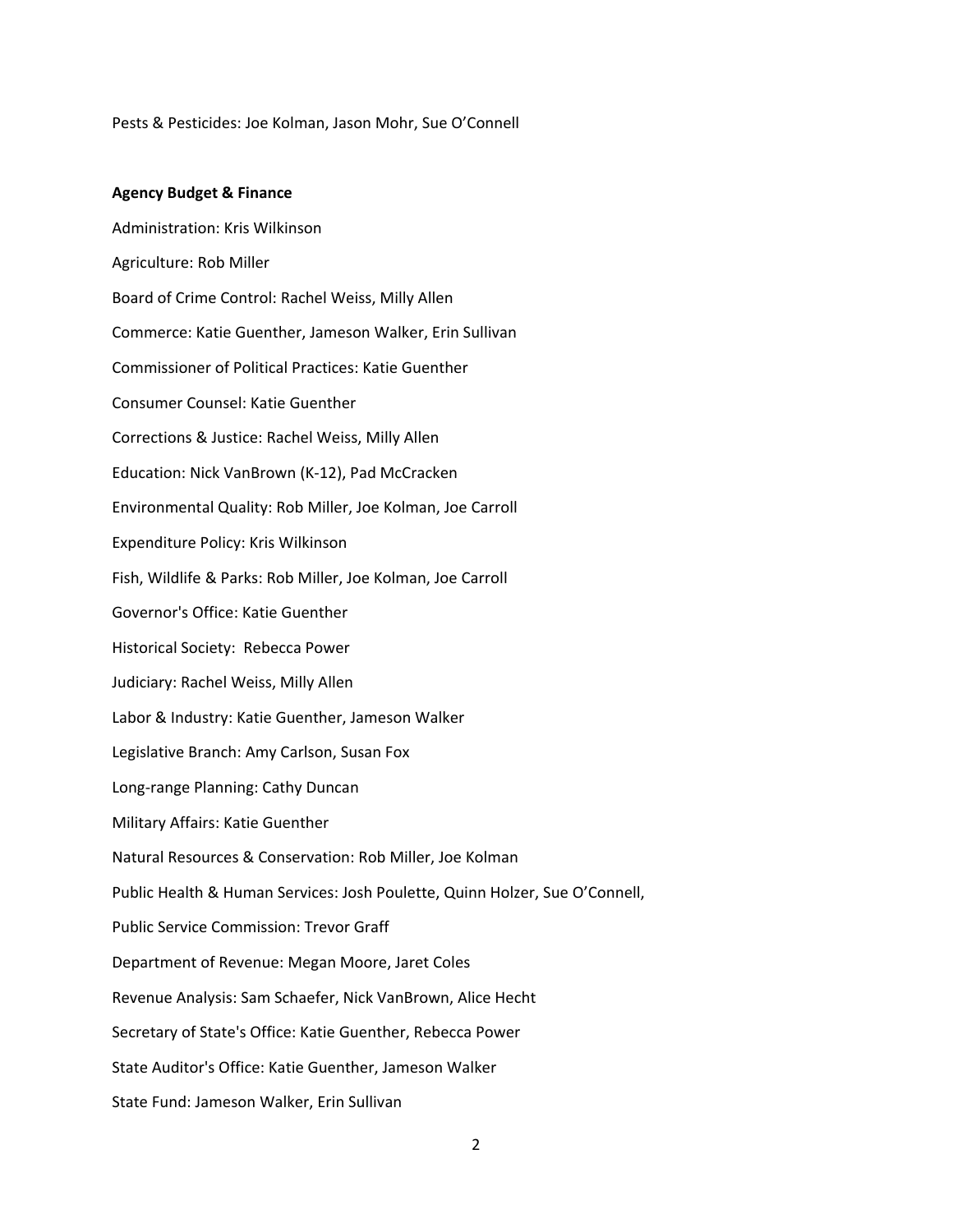Pests & Pesticides: Joe Kolman, Jason Mohr, Sue O'Connell

**Agency Budget & Finance**

Administration: Kris Wilkinson

Agriculture: Rob Miller

Board of Crime Control: Rachel Weiss, Milly Allen

Commerce: Katie Guenther, Jameson Walker, Erin Sullivan

Commissioner of Political Practices: Katie Guenther

Consumer Counsel: Katie Guenther

Corrections & Justice: Rachel Weiss, Milly Allen

Education: Nick VanBrown (K-12), Pad McCracken

Environmental Quality: Rob Miller, Joe Kolman, Joe Carroll

Expenditure Policy: Kris Wilkinson

Fish, Wildlife & Parks: Rob Miller, Joe Kolman, Joe Carroll

Governor's Office: Katie Guenther

Historical Society: Rebecca Power

Judiciary: Rachel Weiss, Milly Allen

Labor & Industry: Katie Guenther, Jameson Walker

Legislative Branch: Amy Carlson, Susan Fox

Long-range Planning: Cathy Duncan

Military Affairs: Katie Guenther

Natural Resources & Conservation: Rob Miller, Joe Kolman

Public Health & Human Services: Josh Poulette, Quinn Holzer, Sue O'Connell,

Public Service Commission: Trevor Graff

Department of Revenue: Megan Moore, Jaret Coles

Revenue Analysis: Sam Schaefer, Nick VanBrown, Alice Hecht

Secretary of State's Office: Katie Guenther, Rebecca Power

State Auditor's Office: Katie Guenther, Jameson Walker

State Fund: Jameson Walker, Erin Sullivan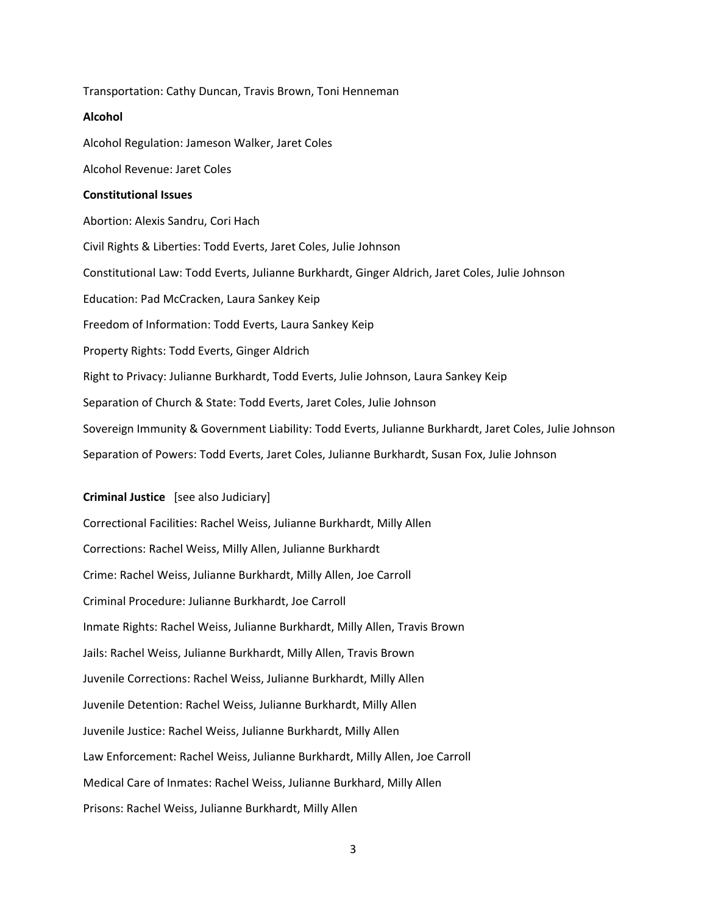Transportation: Cathy Duncan, Travis Brown, Toni Henneman

**Alcohol**

Alcohol Regulation: Jameson Walker, Jaret Coles

Alcohol Revenue: Jaret Coles

**Constitutional Issues**

Abortion: Alexis Sandru, Cori Hach

Civil Rights & Liberties: Todd Everts, Jaret Coles, Julie Johnson

Constitutional Law: Todd Everts, Julianne Burkhardt, Ginger Aldrich, Jaret Coles, Julie Johnson

Education: Pad McCracken, Laura Sankey Keip

Freedom of Information: Todd Everts, Laura Sankey Keip

Property Rights: Todd Everts, Ginger Aldrich

Right to Privacy: Julianne Burkhardt, Todd Everts, Julie Johnson, Laura Sankey Keip

Separation of Church & State: Todd Everts, Jaret Coles, Julie Johnson

Sovereign Immunity & Government Liability: Todd Everts, Julianne Burkhardt, Jaret Coles, Julie Johnson

Separation of Powers: Todd Everts, Jaret Coles, Julianne Burkhardt, Susan Fox, Julie Johnson

**Criminal Justice** [see also Judiciary]

Correctional Facilities: Rachel Weiss, Julianne Burkhardt, Milly Allen

Corrections: Rachel Weiss, Milly Allen, Julianne Burkhardt

Crime: Rachel Weiss, Julianne Burkhardt, Milly Allen, Joe Carroll

Criminal Procedure: Julianne Burkhardt, Joe Carroll

Inmate Rights: Rachel Weiss, Julianne Burkhardt, Milly Allen, Travis Brown

Jails: Rachel Weiss, Julianne Burkhardt, Milly Allen, Travis Brown

Juvenile Corrections: Rachel Weiss, Julianne Burkhardt, Milly Allen

Juvenile Detention: Rachel Weiss, Julianne Burkhardt, Milly Allen

Juvenile Justice: Rachel Weiss, Julianne Burkhardt, Milly Allen

Law Enforcement: Rachel Weiss, Julianne Burkhardt, Milly Allen, Joe Carroll

Medical Care of Inmates: Rachel Weiss, Julianne Burkhard, Milly Allen

Prisons: Rachel Weiss, Julianne Burkhardt, Milly Allen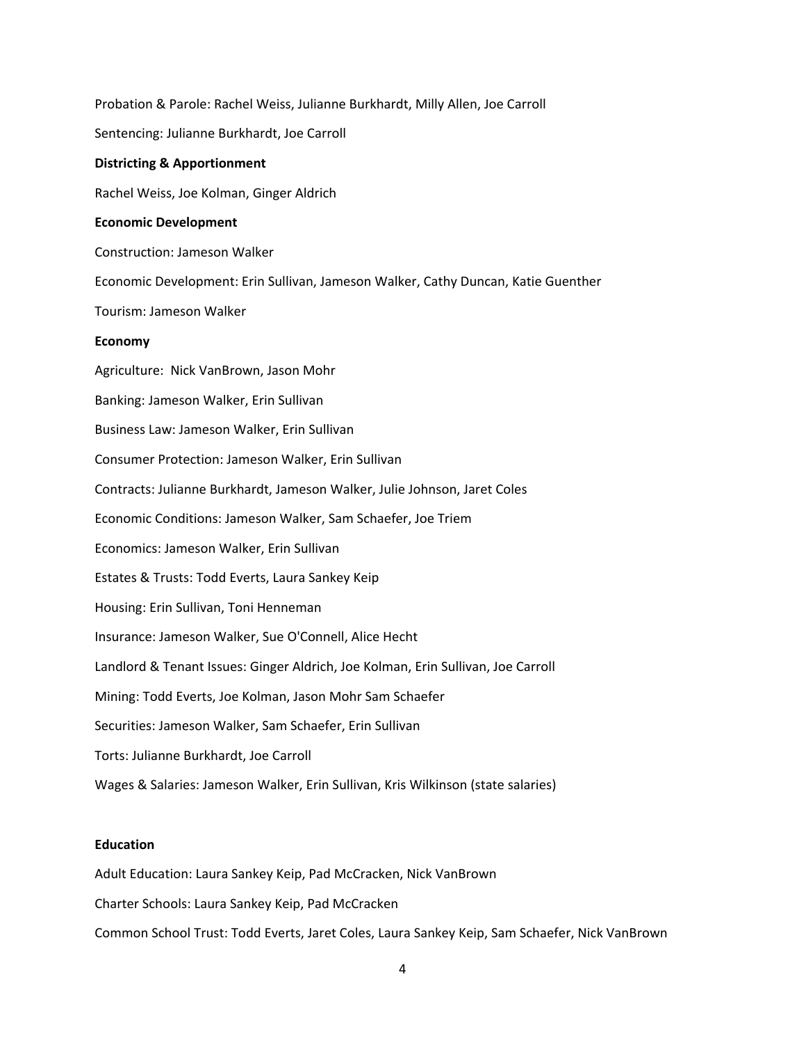Probation & Parole: Rachel Weiss, Julianne Burkhardt, Milly Allen, Joe Carroll

Sentencing: Julianne Burkhardt, Joe Carroll

**Districting & Apportionment**

Rachel Weiss, Joe Kolman, Ginger Aldrich

**Economic Development**

Construction: Jameson Walker

Economic Development: Erin Sullivan, Jameson Walker, Cathy Duncan, Katie Guenther

Tourism: Jameson Walker

**Economy**

Agriculture: Nick VanBrown, Jason Mohr

Banking: Jameson Walker, Erin Sullivan

Business Law: Jameson Walker, Erin Sullivan

Consumer Protection: Jameson Walker, Erin Sullivan

Contracts: Julianne Burkhardt, Jameson Walker, Julie Johnson, Jaret Coles

Economic Conditions: Jameson Walker, Sam Schaefer, Joe Triem

Economics: Jameson Walker, Erin Sullivan

Estates & Trusts: Todd Everts, Laura Sankey Keip

Housing: Erin Sullivan, Toni Henneman

Insurance: Jameson Walker, Sue O'Connell, Alice Hecht

Landlord & Tenant Issues: Ginger Aldrich, Joe Kolman, Erin Sullivan, Joe Carroll

Mining: Todd Everts, Joe Kolman, Jason Mohr Sam Schaefer

Securities: Jameson Walker, Sam Schaefer, Erin Sullivan

Torts: Julianne Burkhardt, Joe Carroll

Wages & Salaries: Jameson Walker, Erin Sullivan, Kris Wilkinson (state salaries)

**Education**

Adult Education: Laura Sankey Keip, Pad McCracken, Nick VanBrown

Charter Schools: Laura Sankey Keip, Pad McCracken

Common School Trust: Todd Everts, Jaret Coles, Laura Sankey Keip, Sam Schaefer, Nick VanBrown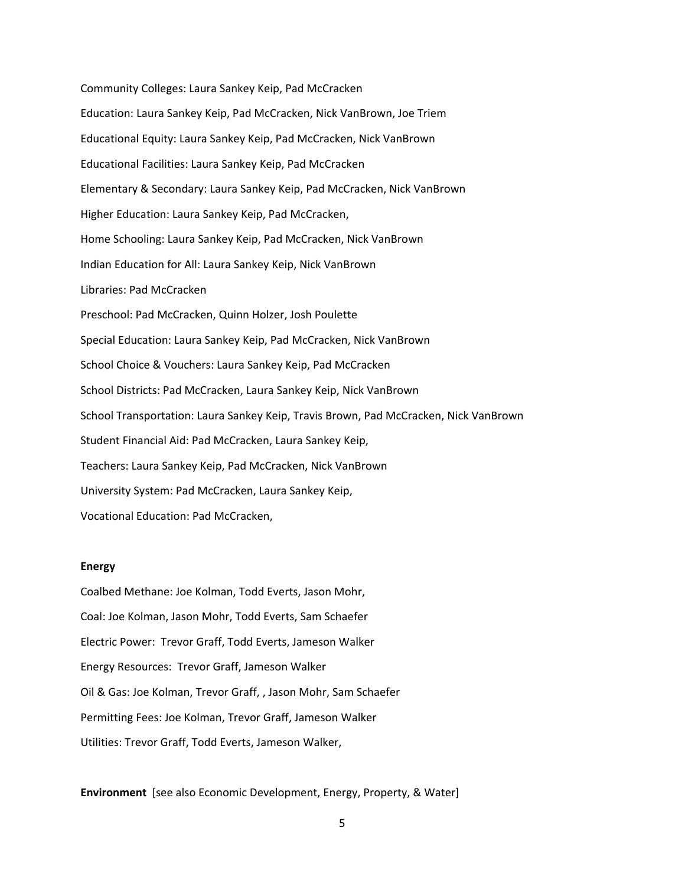Community Colleges: Laura Sankey Keip, Pad McCracken

Education: Laura Sankey Keip, Pad McCracken, Nick VanBrown, Joe Triem

Educational Equity: Laura Sankey Keip, Pad McCracken, Nick VanBrown

Educational Facilities: Laura Sankey Keip, Pad McCracken

Elementary & Secondary: Laura Sankey Keip, Pad McCracken, Nick VanBrown

Higher Education: Laura Sankey Keip, Pad McCracken,

Home Schooling: Laura Sankey Keip, Pad McCracken, Nick VanBrown

Indian Education for All: Laura Sankey Keip, Nick VanBrown

Libraries: Pad McCracken

Preschool: Pad McCracken, Quinn Holzer, Josh Poulette

Special Education: Laura Sankey Keip, Pad McCracken, Nick VanBrown

School Choice & Vouchers: Laura Sankey Keip, Pad McCracken

School Districts: Pad McCracken, Laura Sankey Keip, Nick VanBrown

School Transportation: Laura Sankey Keip, Travis Brown, Pad McCracken, Nick VanBrown

Student Financial Aid: Pad McCracken, Laura Sankey Keip,

Teachers: Laura Sankey Keip, Pad McCracken, Nick VanBrown

University System: Pad McCracken, Laura Sankey Keip,

Vocational Education: Pad McCracken,

**Energy**

Coalbed Methane: Joe Kolman, Todd Everts, Jason Mohr,

Coal: Joe Kolman, Jason Mohr, Todd Everts, Sam Schaefer

Electric Power: Trevor Graff, Todd Everts, Jameson Walker

Energy Resources: Trevor Graff, Jameson Walker

Oil & Gas: Joe Kolman, Trevor Graff, , Jason Mohr, Sam Schaefer

Permitting Fees: Joe Kolman, Trevor Graff, Jameson Walker

Utilities: Trevor Graff, Todd Everts, Jameson Walker,

**Environment** [see also Economic Development, Energy, Property, & Water]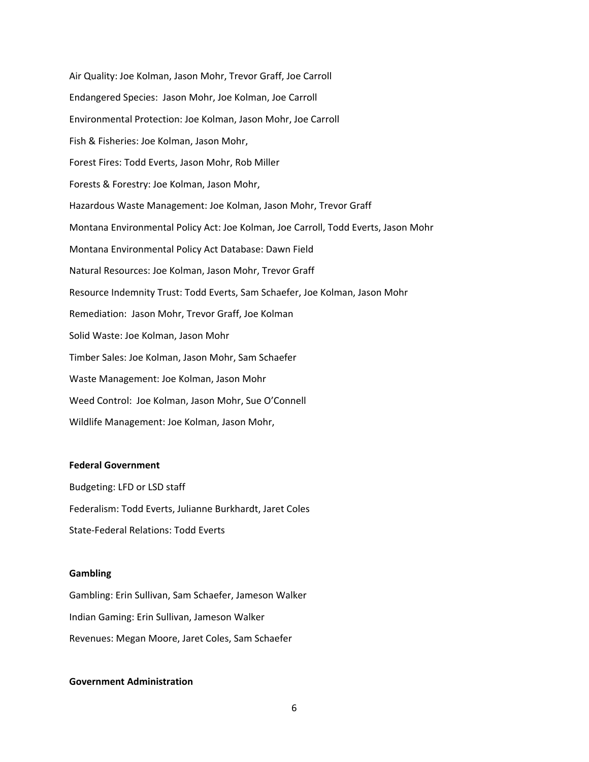Air Quality: Joe Kolman, Jason Mohr, Trevor Graff, Joe Carroll

Endangered Species: Jason Mohr, Joe Kolman, Joe Carroll

Environmental Protection: Joe Kolman, Jason Mohr, Joe Carroll

Fish & Fisheries: Joe Kolman, Jason Mohr,

Forest Fires: Todd Everts, Jason Mohr, Rob Miller

Forests & Forestry: Joe Kolman, Jason Mohr,

Hazardous Waste Management: Joe Kolman, Jason Mohr, Trevor Graff

Montana Environmental Policy Act: Joe Kolman, Joe Carroll, Todd Everts, Jason Mohr

Montana Environmental Policy Act Database: Dawn Field

Natural Resources: Joe Kolman, Jason Mohr, Trevor Graff

Resource Indemnity Trust: Todd Everts, Sam Schaefer, Joe Kolman, Jason Mohr

Remediation: Jason Mohr, Trevor Graff, Joe Kolman

Solid Waste: Joe Kolman, Jason Mohr

Timber Sales: Joe Kolman, Jason Mohr, Sam Schaefer

Waste Management: Joe Kolman, Jason Mohr

Weed Control: Joe Kolman, Jason Mohr, Sue O'Connell

Wildlife Management: Joe Kolman, Jason Mohr,

**Federal Government**

Budgeting: LFD or LSD staff

Federalism: Todd Everts, Julianne Burkhardt, Jaret Coles

State-Federal Relations: Todd Everts

**Gambling**

Gambling: Erin Sullivan, Sam Schaefer, Jameson Walker

Indian Gaming: Erin Sullivan, Jameson Walker

Revenues: Megan Moore, Jaret Coles, Sam Schaefer

**Government Administration**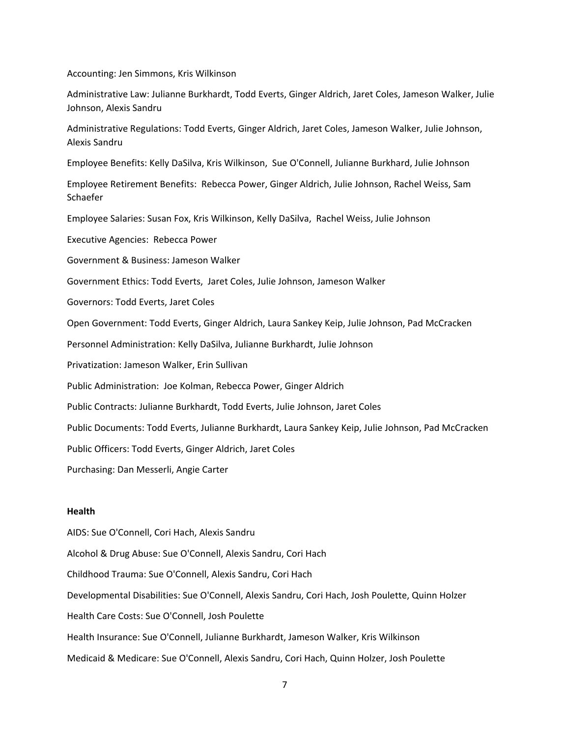Accounting: Jen Simmons, Kris Wilkinson

Administrative Law: Julianne Burkhardt, Todd Everts, Ginger Aldrich, Jaret Coles, Jameson Walker, Julie Johnson, Alexis Sandru

Administrative Regulations: Todd Everts, Ginger Aldrich, Jaret Coles, Jameson Walker, Julie Johnson, Alexis Sandru

Employee Benefits: Kelly DaSilva, Kris Wilkinson, Sue O'Connell, Julianne Burkhard, Julie Johnson

Employee Retirement Benefits: Rebecca Power, Ginger Aldrich, Julie Johnson, Rachel Weiss, Sam Schaefer

Employee Salaries: Susan Fox, Kris Wilkinson, Kelly DaSilva, Rachel Weiss, Julie Johnson

Executive Agencies: Rebecca Power

Government & Business: Jameson Walker

Government Ethics: Todd Everts, Jaret Coles, Julie Johnson, Jameson Walker

Governors: Todd Everts, Jaret Coles

Open Government: Todd Everts, Ginger Aldrich, Laura Sankey Keip, Julie Johnson, Pad McCracken

Personnel Administration: Kelly DaSilva, Julianne Burkhardt, Julie Johnson

Privatization: Jameson Walker, Erin Sullivan

Public Administration: Joe Kolman, Rebecca Power, Ginger Aldrich

Public Contracts: Julianne Burkhardt, Todd Everts, Julie Johnson, Jaret Coles

Public Documents: Todd Everts, Julianne Burkhardt, Laura Sankey Keip, Julie Johnson, Pad McCracken

Public Officers: Todd Everts, Ginger Aldrich, Jaret Coles

Purchasing: Dan Messerli, Angie Carter

**Health**

AIDS: Sue O'Connell, Cori Hach, Alexis Sandru

Alcohol & Drug Abuse: Sue O'Connell, Alexis Sandru, Cori Hach

Childhood Trauma: Sue O'Connell, Alexis Sandru, Cori Hach

Developmental Disabilities: Sue O'Connell, Alexis Sandru, Cori Hach, Josh Poulette, Quinn Holzer

Health Care Costs: Sue O'Connell, Josh Poulette

Health Insurance: Sue O'Connell, Julianne Burkhardt, Jameson Walker, Kris Wilkinson

Medicaid & Medicare: Sue O'Connell, Alexis Sandru, Cori Hach, Quinn Holzer, Josh Poulette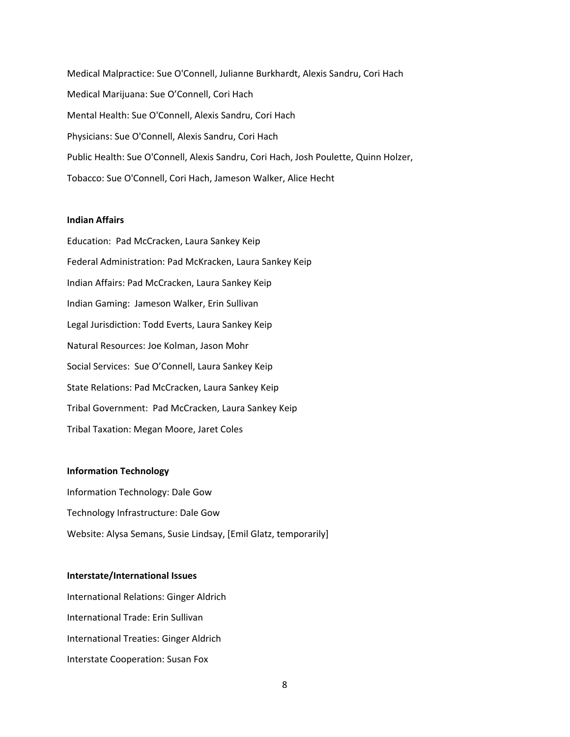Medical Malpractice: Sue O'Connell, Julianne Burkhardt, Alexis Sandru, Cori Hach

Medical Marijuana: Sue O'Connell, Cori Hach

Mental Health: Sue O'Connell, Alexis Sandru, Cori Hach

Physicians: Sue O'Connell, Alexis Sandru, Cori Hach

Public Health: Sue O'Connell, Alexis Sandru, Cori Hach, Josh Poulette, Quinn Holzer,

Tobacco: Sue O'Connell, Cori Hach, Jameson Walker, Alice Hecht

**Indian Affairs**

Education: Pad McCracken, Laura Sankey Keip

Federal Administration: Pad McKracken, Laura Sankey Keip

Indian Affairs: Pad McCracken, Laura Sankey Keip

Indian Gaming: Jameson Walker, Erin Sullivan

Legal Jurisdiction: Todd Everts, Laura Sankey Keip

Natural Resources: Joe Kolman, Jason Mohr

Social Services: Sue O'Connell, Laura Sankey Keip

State Relations: Pad McCracken, Laura Sankey Keip

Tribal Government: Pad McCracken, Laura Sankey Keip

Tribal Taxation: Megan Moore, Jaret Coles

**Information Technology**

Information Technology: Dale Gow

Technology Infrastructure: Dale Gow

Website: Alysa Semans, Susie Lindsay, [Emil Glatz, temporarily]

**Interstate/International Issues**

International Relations: Ginger Aldrich

International Trade: Erin Sullivan

International Treaties: Ginger Aldrich

Interstate Cooperation: Susan Fox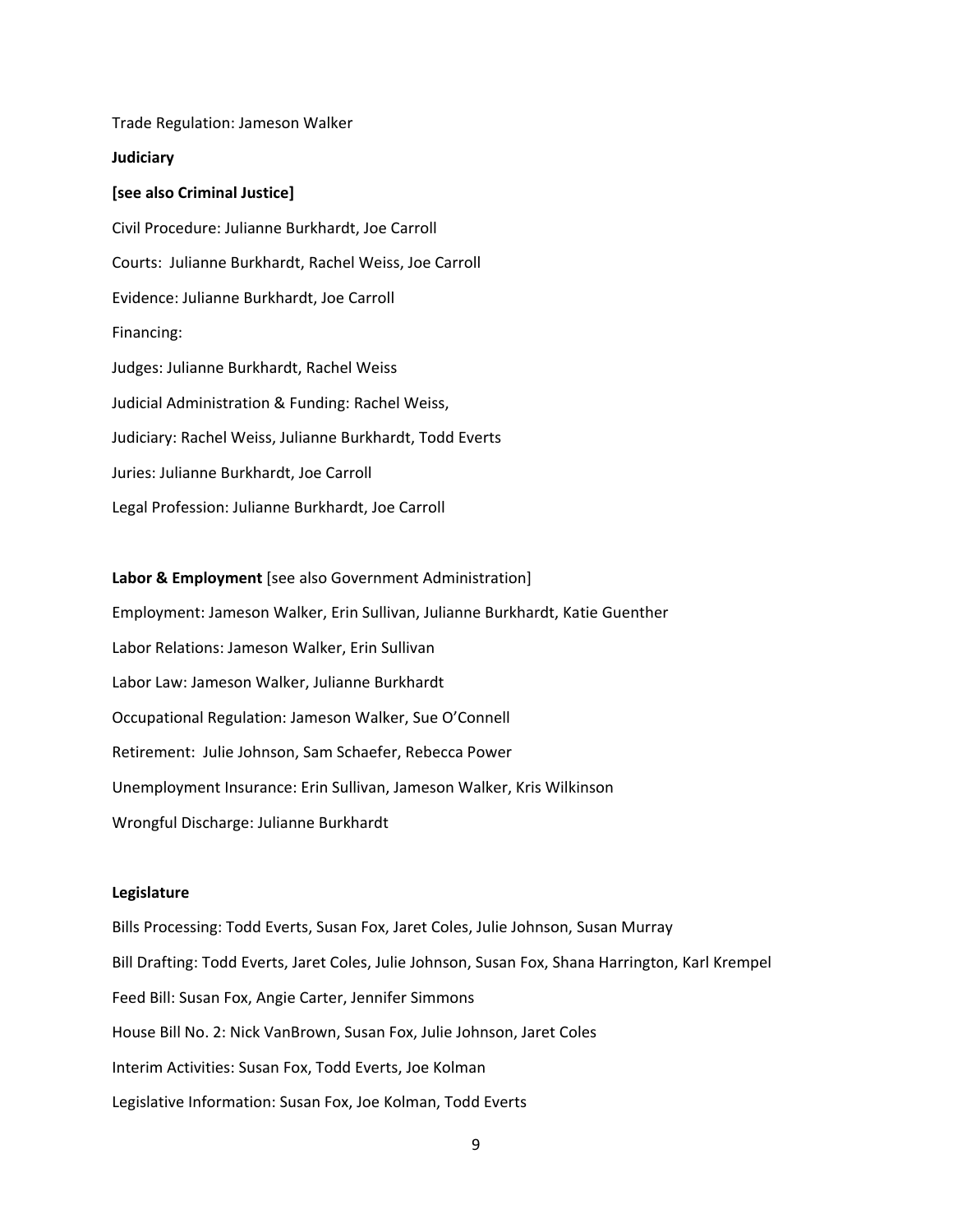Trade Regulation: Jameson Walker

**Judiciary**

**[see also Criminal Justice]**

Civil Procedure: Julianne Burkhardt, Joe Carroll

Courts: Julianne Burkhardt, Rachel Weiss, Joe Carroll

Evidence: Julianne Burkhardt, Joe Carroll

Financing:

Judges: Julianne Burkhardt, Rachel Weiss

Judicial Administration & Funding: Rachel Weiss,

Judiciary: Rachel Weiss, Julianne Burkhardt, Todd Everts

Juries: Julianne Burkhardt, Joe Carroll

Legal Profession: Julianne Burkhardt, Joe Carroll

**Labor & Employment** [see also Government Administration]

Employment: Jameson Walker, Erin Sullivan, Julianne Burkhardt, Katie Guenther

Labor Relations: Jameson Walker, Erin Sullivan

Labor Law: Jameson Walker, Julianne Burkhardt

Occupational Regulation: Jameson Walker, Sue O'Connell

Retirement: Julie Johnson, Sam Schaefer, Rebecca Power

Unemployment Insurance: Erin Sullivan, Jameson Walker, Kris Wilkinson

Wrongful Discharge: Julianne Burkhardt

**Legislature**

Bills Processing: Todd Everts, Susan Fox, Jaret Coles, Julie Johnson, Susan Murray

Bill Drafting: Todd Everts, Jaret Coles, Julie Johnson, Susan Fox, Shana Harrington, Karl Krempel

Feed Bill: Susan Fox, Angie Carter, Jennifer Simmons

House Bill No. 2: Nick VanBrown, Susan Fox, Julie Johnson, Jaret Coles

Interim Activities: Susan Fox, Todd Everts, Joe Kolman

Legislative Information: Susan Fox, Joe Kolman, Todd Everts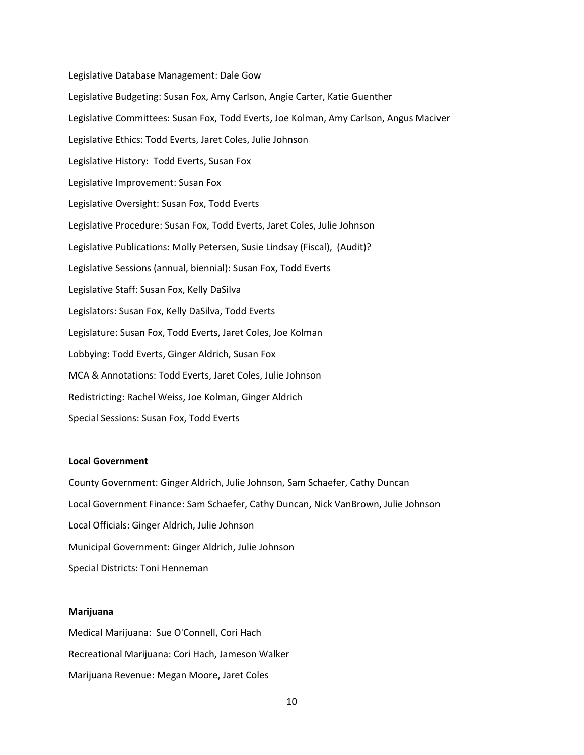Legislative Database Management: Dale Gow

Legislative Budgeting: Susan Fox, Amy Carlson, Angie Carter, Katie Guenther

Legislative Committees: Susan Fox, Todd Everts, Joe Kolman, Amy Carlson, Angus Maciver

Legislative Ethics: Todd Everts, Jaret Coles, Julie Johnson

Legislative History: Todd Everts, Susan Fox

Legislative Improvement: Susan Fox

Legislative Oversight: Susan Fox, Todd Everts

Legislative Procedure: Susan Fox, Todd Everts, Jaret Coles, Julie Johnson

Legislative Publications: Molly Petersen, Susie Lindsay (Fiscal), (Audit)?

Legislative Sessions (annual, biennial): Susan Fox, Todd Everts

Legislative Staff: Susan Fox, Kelly DaSilva

Legislators: Susan Fox, Kelly DaSilva, Todd Everts

Legislature: Susan Fox, Todd Everts, Jaret Coles, Joe Kolman

Lobbying: Todd Everts, Ginger Aldrich, Susan Fox

MCA & Annotations: Todd Everts, Jaret Coles, Julie Johnson

Redistricting: Rachel Weiss, Joe Kolman, Ginger Aldrich

Special Sessions: Susan Fox, Todd Everts

**Local Government**

County Government: Ginger Aldrich, Julie Johnson, Sam Schaefer, Cathy Duncan

Local Government Finance: Sam Schaefer, Cathy Duncan, Nick VanBrown, Julie Johnson

Local Officials: Ginger Aldrich, Julie Johnson

Municipal Government: Ginger Aldrich, Julie Johnson

Special Districts: Toni Henneman

**Marijuana**

Medical Marijuana: Sue O'Connell, Cori Hach

Recreational Marijuana: Cori Hach, Jameson Walker

Marijuana Revenue: Megan Moore, Jaret Coles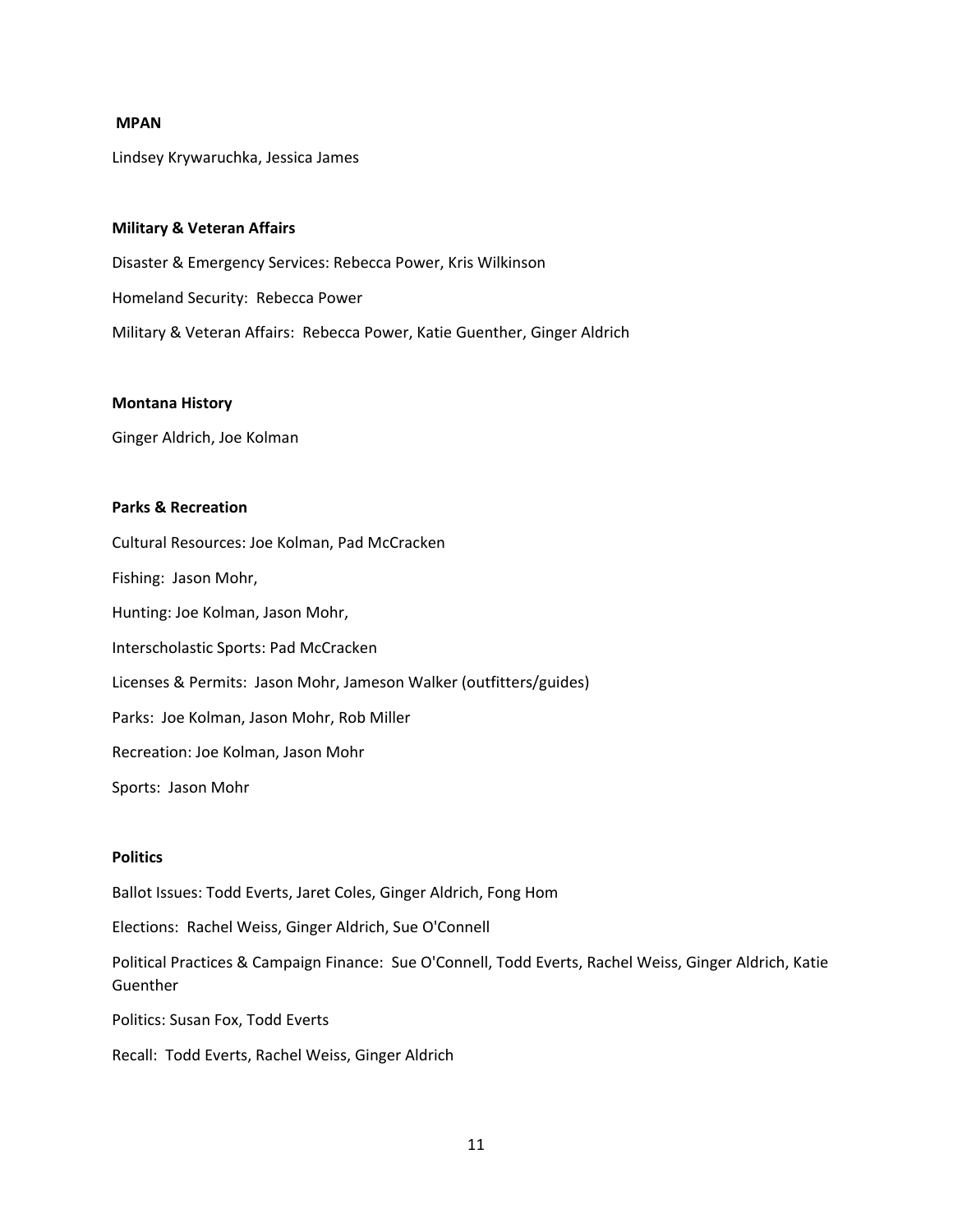**MPAN**

Lindsey Krywaruchka, Jessica James

**Military & Veteran Affairs**

Disaster & Emergency Services: Rebecca Power, Kris Wilkinson

Homeland Security: Rebecca Power

Military & Veteran Affairs: Rebecca Power, Katie Guenther, Ginger Aldrich

**Montana History**

Ginger Aldrich, Joe Kolman

**Parks & Recreation**

Cultural Resources: Joe Kolman, Pad McCracken

Fishing: Jason Mohr,

Hunting: Joe Kolman, Jason Mohr,

Interscholastic Sports: Pad McCracken

Licenses & Permits: Jason Mohr, Jameson Walker (outfitters/guides)

Parks: Joe Kolman, Jason Mohr, Rob Miller

Recreation: Joe Kolman, Jason Mohr

Sports: Jason Mohr

**Politics**

Ballot Issues: Todd Everts, Jaret Coles, Ginger Aldrich, Fong Hom

Elections: Rachel Weiss, Ginger Aldrich, Sue O'Connell

Political Practices & Campaign Finance: Sue O'Connell, Todd Everts, Rachel Weiss, Ginger Aldrich, Katie Guenther

Politics: Susan Fox, Todd Everts

Recall: Todd Everts, Rachel Weiss, Ginger Aldrich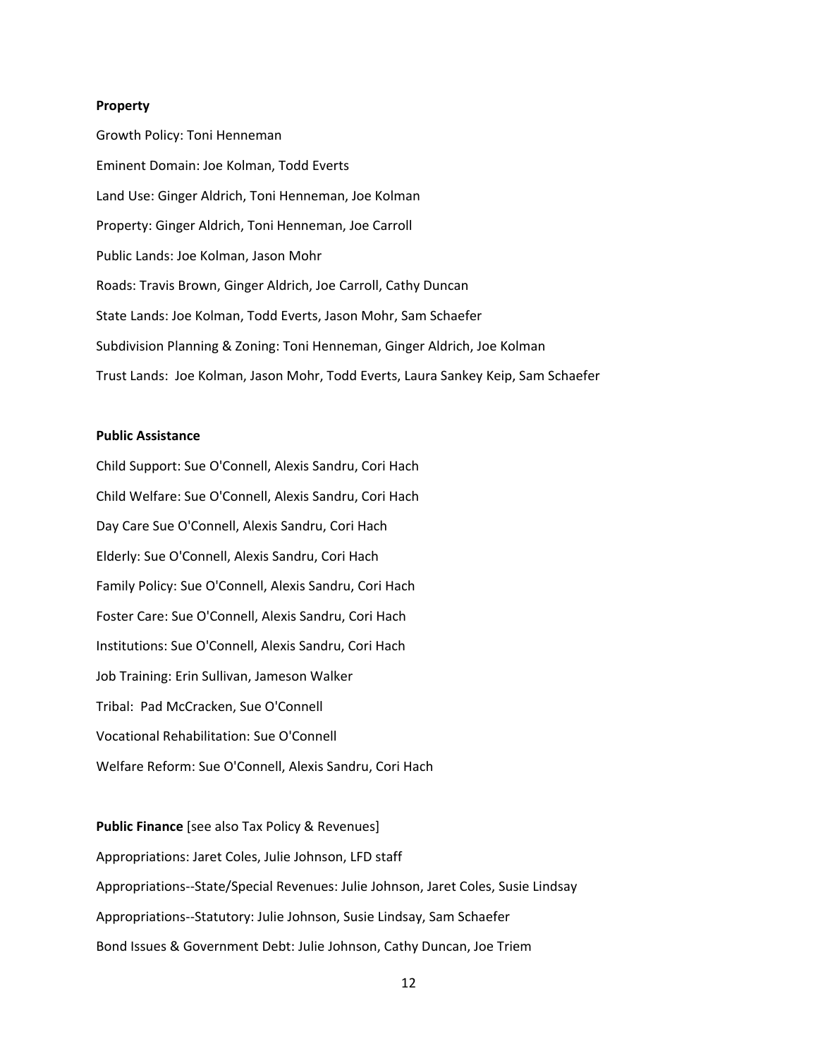**Property**

Growth Policy: Toni Henneman

Eminent Domain: Joe Kolman, Todd Everts

Land Use: Ginger Aldrich, Toni Henneman, Joe Kolman

Property: Ginger Aldrich, Toni Henneman, Joe Carroll

Public Lands: Joe Kolman, Jason Mohr

Roads: Travis Brown, Ginger Aldrich, Joe Carroll, Cathy Duncan

State Lands: Joe Kolman, Todd Everts, Jason Mohr, Sam Schaefer

Subdivision Planning & Zoning: Toni Henneman, Ginger Aldrich, Joe Kolman

Trust Lands: Joe Kolman, Jason Mohr, Todd Everts, Laura Sankey Keip, Sam Schaefer

**Public Assistance**

Child Support: Sue O'Connell, Alexis Sandru, Cori Hach

Child Welfare: Sue O'Connell, Alexis Sandru, Cori Hach

Day Care Sue O'Connell, Alexis Sandru, Cori Hach

Elderly: Sue O'Connell, Alexis Sandru, Cori Hach

Family Policy: Sue O'Connell, Alexis Sandru, Cori Hach

Foster Care: Sue O'Connell, Alexis Sandru, Cori Hach

Institutions: Sue O'Connell, Alexis Sandru, Cori Hach

Job Training: Erin Sullivan, Jameson Walker

Tribal: Pad McCracken, Sue O'Connell

Vocational Rehabilitation: Sue O'Connell

Welfare Reform: Sue O'Connell, Alexis Sandru, Cori Hach

**Public Finance** [see also Tax Policy & Revenues]

Appropriations: Jaret Coles, Julie Johnson, LFD staff

Appropriations--State/Special Revenues: Julie Johnson, Jaret Coles, Susie Lindsay

Appropriations--Statutory: Julie Johnson, Susie Lindsay, Sam Schaefer

Bond Issues & Government Debt: Julie Johnson, Cathy Duncan, Joe Triem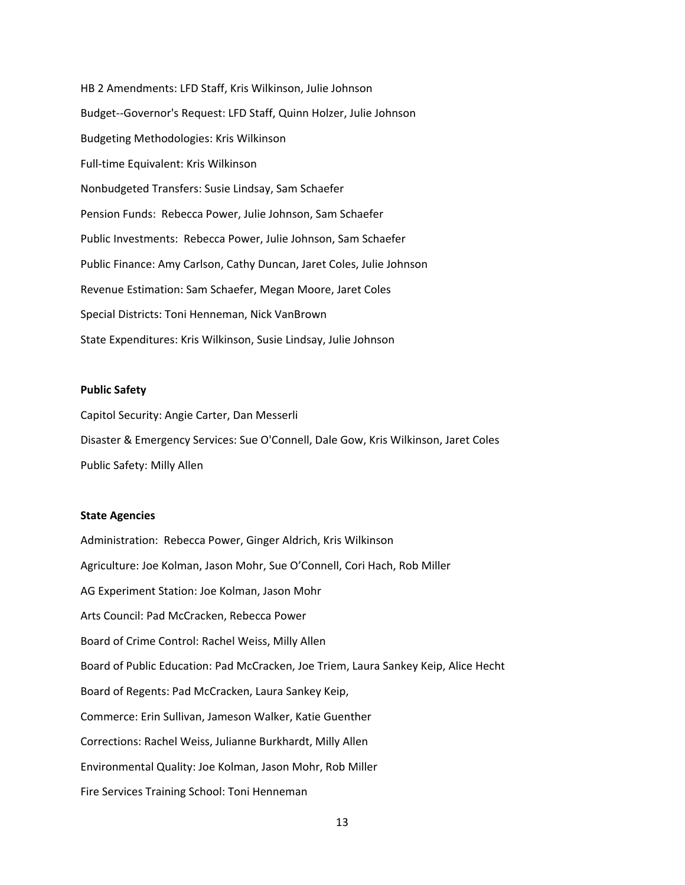HB 2 Amendments: LFD Staff, Kris Wilkinson, Julie Johnson

Budget--Governor's Request: LFD Staff, Quinn Holzer, Julie Johnson

Budgeting Methodologies: Kris Wilkinson

Full-time Equivalent: Kris Wilkinson

Nonbudgeted Transfers: Susie Lindsay, Sam Schaefer

Pension Funds: Rebecca Power, Julie Johnson, Sam Schaefer

Public Investments: Rebecca Power, Julie Johnson, Sam Schaefer

Public Finance: Amy Carlson, Cathy Duncan, Jaret Coles, Julie Johnson

Revenue Estimation: Sam Schaefer, Megan Moore, Jaret Coles

Special Districts: Toni Henneman, Nick VanBrown

State Expenditures: Kris Wilkinson, Susie Lindsay, Julie Johnson

**Public Safety**

Capitol Security: Angie Carter, Dan Messerli

Disaster & Emergency Services: Sue O'Connell, Dale Gow, Kris Wilkinson, Jaret Coles

Public Safety: Milly Allen

**State Agencies**

Administration: Rebecca Power, Ginger Aldrich, Kris Wilkinson

Agriculture: Joe Kolman, Jason Mohr, Sue O'Connell, Cori Hach, Rob Miller

AG Experiment Station: Joe Kolman, Jason Mohr

Arts Council: Pad McCracken, Rebecca Power

Board of Crime Control: Rachel Weiss, Milly Allen

Board of Public Education: Pad McCracken, Joe Triem, Laura Sankey Keip, Alice Hecht

Board of Regents: Pad McCracken, Laura Sankey Keip,

Commerce: Erin Sullivan, Jameson Walker, Katie Guenther

Corrections: Rachel Weiss, Julianne Burkhardt, Milly Allen

Environmental Quality: Joe Kolman, Jason Mohr, Rob Miller

Fire Services Training School: Toni Henneman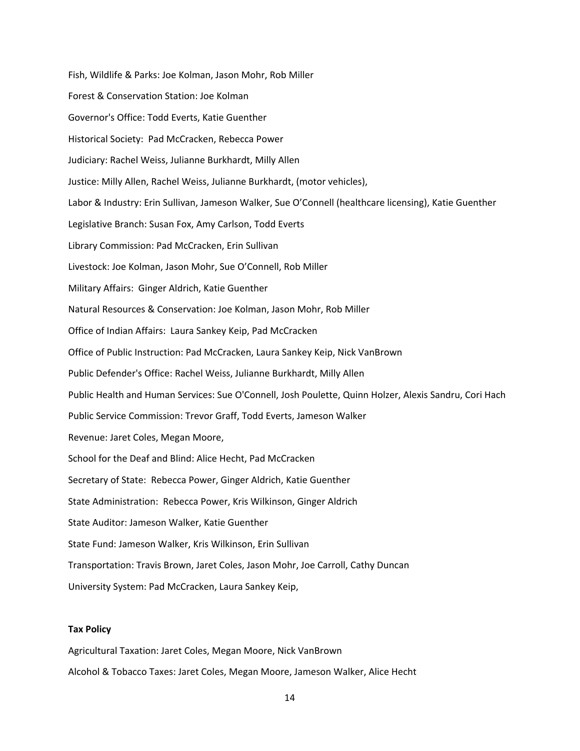Fish, Wildlife & Parks: Joe Kolman, Jason Mohr, Rob Miller

Forest & Conservation Station: Joe Kolman

Governor's Office: Todd Everts, Katie Guenther

Historical Society: Pad McCracken, Rebecca Power

Judiciary: Rachel Weiss, Julianne Burkhardt, Milly Allen

Justice: Milly Allen, Rachel Weiss, Julianne Burkhardt, (motor vehicles),

Labor & Industry: Erin Sullivan, Jameson Walker, Sue O'Connell (healthcare licensing), Katie Guenther

Legislative Branch: Susan Fox, Amy Carlson, Todd Everts

Library Commission: Pad McCracken, Erin Sullivan

Livestock: Joe Kolman, Jason Mohr, Sue O'Connell, Rob Miller

Military Affairs: Ginger Aldrich, Katie Guenther

Natural Resources & Conservation: Joe Kolman, Jason Mohr, Rob Miller

Office of Indian Affairs: Laura Sankey Keip, Pad McCracken

Office of Public Instruction: Pad McCracken, Laura Sankey Keip, Nick VanBrown

Public Defender's Office: Rachel Weiss, Julianne Burkhardt, Milly Allen

Public Health and Human Services: Sue O'Connell, Josh Poulette, Quinn Holzer, Alexis Sandru, Cori Hach

Public Service Commission: Trevor Graff, Todd Everts, Jameson Walker

Revenue: Jaret Coles, Megan Moore,

School for the Deaf and Blind: Alice Hecht, Pad McCracken

Secretary of State: Rebecca Power, Ginger Aldrich, Katie Guenther

State Administration: Rebecca Power, Kris Wilkinson, Ginger Aldrich

State Auditor: Jameson Walker, Katie Guenther

State Fund: Jameson Walker, Kris Wilkinson, Erin Sullivan

Transportation: Travis Brown, Jaret Coles, Jason Mohr, Joe Carroll, Cathy Duncan

University System: Pad McCracken, Laura Sankey Keip,

**Tax Policy**

Agricultural Taxation: Jaret Coles, Megan Moore, Nick VanBrown

Alcohol & Tobacco Taxes: Jaret Coles, Megan Moore, Jameson Walker, Alice Hecht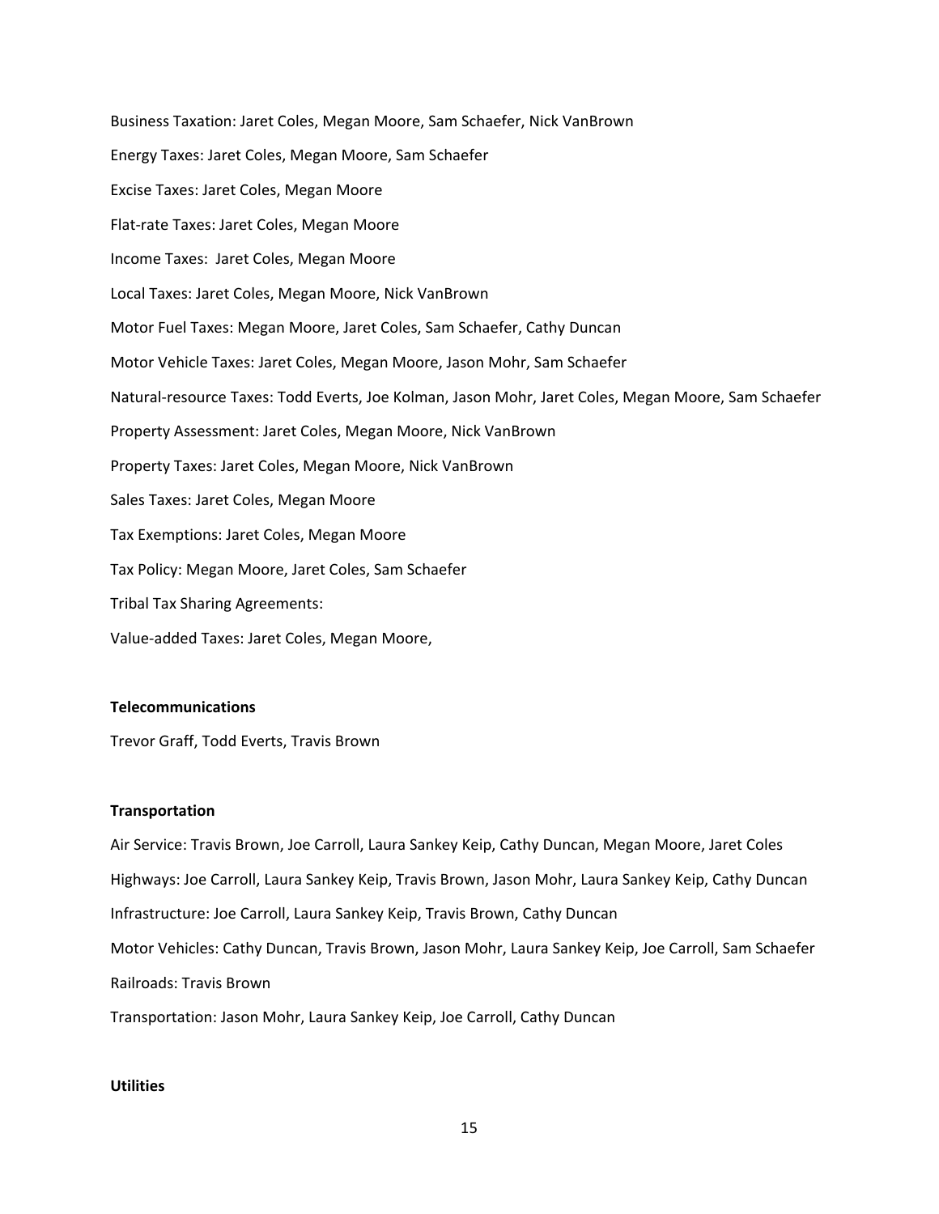Business Taxation: Jaret Coles, Megan Moore, Sam Schaefer, Nick VanBrown

Energy Taxes: Jaret Coles, Megan Moore, Sam Schaefer

Excise Taxes: Jaret Coles, Megan Moore

Flat-rate Taxes: Jaret Coles, Megan Moore

Income Taxes: Jaret Coles, Megan Moore

Local Taxes: Jaret Coles, Megan Moore, Nick VanBrown

Motor Fuel Taxes: Megan Moore, Jaret Coles, Sam Schaefer, Cathy Duncan

Motor Vehicle Taxes: Jaret Coles, Megan Moore, Jason Mohr, Sam Schaefer

Natural-resource Taxes: Todd Everts, Joe Kolman, Jason Mohr, Jaret Coles, Megan Moore, Sam Schaefer

Property Assessment: Jaret Coles, Megan Moore, Nick VanBrown

Property Taxes: Jaret Coles, Megan Moore, Nick VanBrown

Sales Taxes: Jaret Coles, Megan Moore

Tax Exemptions: Jaret Coles, Megan Moore

Tax Policy: Megan Moore, Jaret Coles, Sam Schaefer

Tribal Tax Sharing Agreements:

Value-added Taxes: Jaret Coles, Megan Moore,

**Telecommunications**

Trevor Graff, Todd Everts, Travis Brown

**Transportation**

Air Service: Travis Brown, Joe Carroll, Laura Sankey Keip, Cathy Duncan, Megan Moore, Jaret Coles

Highways: Joe Carroll, Laura Sankey Keip, Travis Brown, Jason Mohr, Laura Sankey Keip, Cathy Duncan

Infrastructure: Joe Carroll, Laura Sankey Keip, Travis Brown, Cathy Duncan

Motor Vehicles: Cathy Duncan, Travis Brown, Jason Mohr, Laura Sankey Keip, Joe Carroll, Sam Schaefer

Railroads: Travis Brown

Transportation: Jason Mohr, Laura Sankey Keip, Joe Carroll, Cathy Duncan

**Utilities**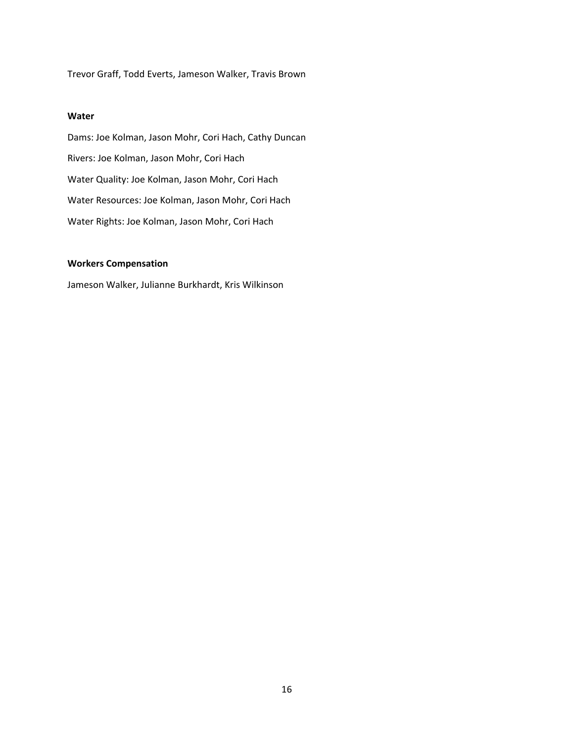Trevor Graff, Todd Everts, Jameson Walker, Travis Brown

**Water**

Dams: Joe Kolman, Jason Mohr, Cori Hach, Cathy Duncan

Rivers: Joe Kolman, Jason Mohr, Cori Hach

Water Quality: Joe Kolman, Jason Mohr, Cori Hach

Water Resources: Joe Kolman, Jason Mohr, Cori Hach

Water Rights: Joe Kolman, Jason Mohr, Cori Hach

**Workers Compensation**

Jameson Walker, Julianne Burkhardt, Kris Wilkinson